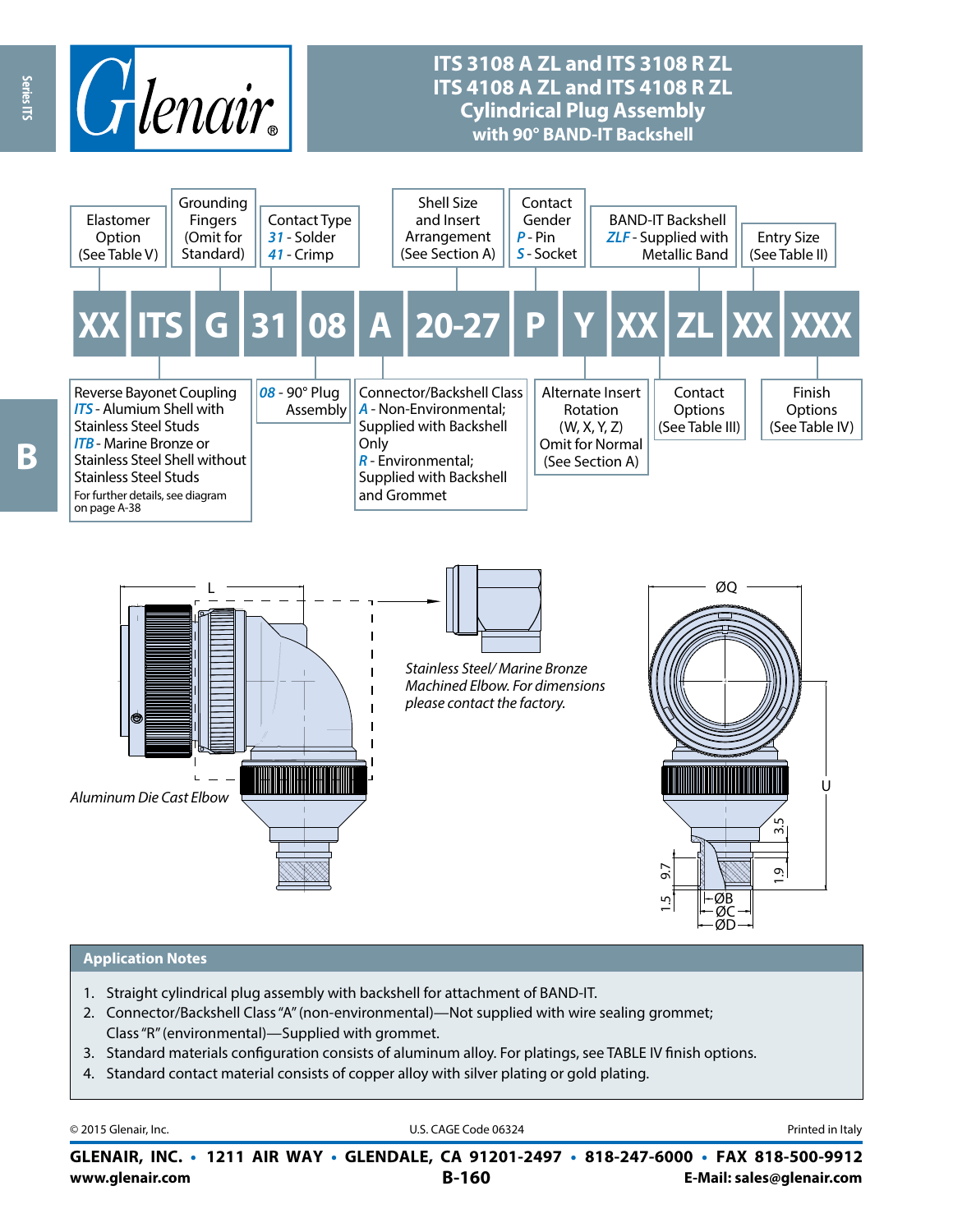# ITS 3108 A ZL and ITS 3108 R ZL
# ITS 4108 A ZL and ITS 4108 R ZL
# Cylindrical Plug Assembly
## with 90° BAND-IT Backshell

| XX | ITS | G | 31 | 08 | A | 20-27 | P | Y | XX | ZL | XX | XXX |
|---|---|---|---|---|---|---|---|---|---|---|---|---|

- **XX** – Elastomer Option (See Table V)
- **ITS** – Reverse Bayonet Coupling
  - *ITS* - Alumium Shell with Stainless Steel Studs
  - *ITB* - Marine Bronze or Stainless Steel Shell without Stainless Steel Studs
  - For further details, see diagram on page A-38
- **G** – Grounding Fingers (Omit for Standard)
- **31** – Contact Type
  - *31* - Solder
  - *41* - Crimp
- **08** – *08* - 90° Plug Assembly
- **A** – Connector/Backshell Class
  - *A* - Non-Environmental; Supplied with Backshell Only
  - *R* - Environmental; Supplied with Backshell and Grommet
- **20-27** – Shell Size and Insert Arrangement (See Section A)
- **P** – Contact Gender
  - *P* - Pin
  - *S* - Socket
- **Y** – Alternate Insert Rotation (W, X, Y, Z) Omit for Normal (See Section A)
- **XX** – Contact Options (See Table III)
- **ZL** – BAND-IT Backshell
  - *ZLF* - Supplied with Metallic Band
- **XX** – Entry Size (See Table II)
- **XXX** – Finish Options (See Table IV)

L

*Aluminum Die Cast Elbow*

*Stainless Steel/ Marine Bronze Machined Elbow. For dimensions please contact the factory.*

ØQ, U, 3.5, 1.9, 9.7, 1.5, ØB, ØC, ØD

## Application Notes

1. Straight cylindrical plug assembly with backshell for attachment of BAND-IT.
2. Connector/Backshell Class "A" (non-environmental)—Not supplied with wire sealing grommet; Class "R" (environmental)—Supplied with grommet.
3. Standard materials configuration consists of aluminum alloy. For platings, see TABLE IV finish options.
4. Standard contact material consists of copper alloy with silver plating or gold plating.

© 2015 Glenair, Inc. U.S. CAGE Code 06324 Printed in Italy

**GLENAIR, INC. • 1211 AIR WAY • GLENDALE, CA 91201-2497 • 818-247-6000 • FAX 818-500-9912**

**www.glenair.com** **E-Mail: sales@glenair.com**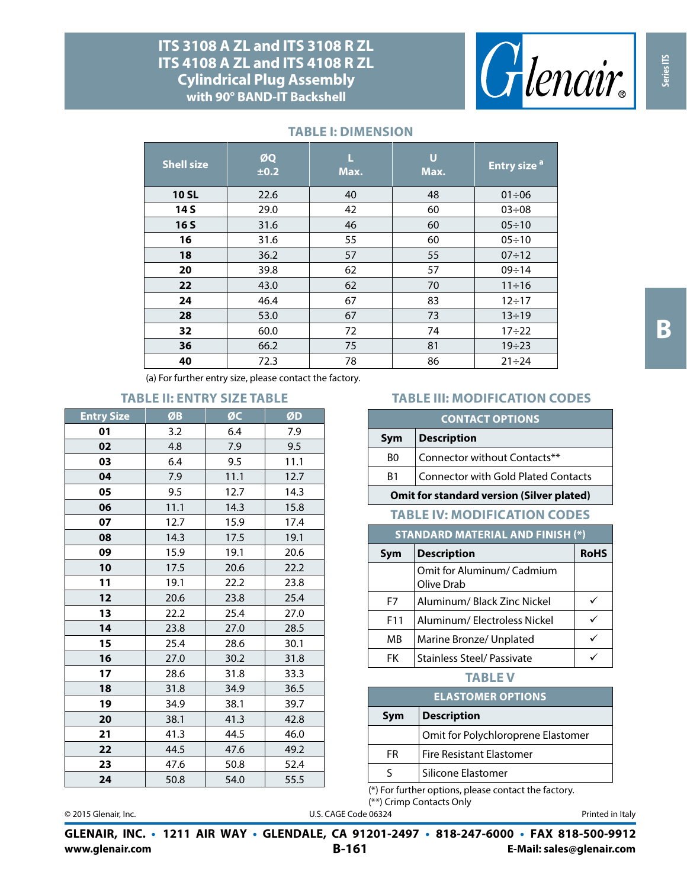# ITS 3108 A ZL and ITS 3108 R ZL
# ITS 4108 A ZL and ITS 4108 R ZL
# Cylindrical Plug Assembly
## with 90° BAND-IT Backshell

### TABLE I: DIMENSION

| Shell size | ØQ ±0.2 | L Max. | U Max. | Entry size [a] |
|---|---|---|---|---|
| **10 SL** | 22.6 | 40 | 48 | 01÷06 |
| **14 S** | 29.0 | 42 | 60 | 03÷08 |
| **16 S** | 31.6 | 46 | 60 | 05÷10 |
| **16** | 31.6 | 55 | 60 | 05÷10 |
| **18** | 36.2 | 57 | 55 | 07÷12 |
| **20** | 39.8 | 62 | 57 | 09÷14 |
| **22** | 43.0 | 62 | 70 | 11÷16 |
| **24** | 46.4 | 67 | 83 | 12÷17 |
| **28** | 53.0 | 67 | 73 | 13÷19 |
| **32** | 60.0 | 72 | 74 | 17÷22 |
| **36** | 66.2 | 75 | 81 | 19÷23 |
| **40** | 72.3 | 78 | 86 | 21÷24 |

(a) For further entry size, please contact the factory.

### TABLE II: ENTRY SIZE TABLE

| Entry Size | ØB | ØC | ØD |
|---|---|---|---|
| **01** | 3.2 | 6.4 | 7.9 |
| **02** | 4.8 | 7.9 | 9.5 |
| **03** | 6.4 | 9.5 | 11.1 |
| **04** | 7.9 | 11.1 | 12.7 |
| **05** | 9.5 | 12.7 | 14.3 |
| **06** | 11.1 | 14.3 | 15.8 |
| **07** | 12.7 | 15.9 | 17.4 |
| **08** | 14.3 | 17.5 | 19.1 |
| **09** | 15.9 | 19.1 | 20.6 |
| **10** | 17.5 | 20.6 | 22.2 |
| **11** | 19.1 | 22.2 | 23.8 |
| **12** | 20.6 | 23.8 | 25.4 |
| **13** | 22.2 | 25.4 | 27.0 |
| **14** | 23.8 | 27.0 | 28.5 |
| **15** | 25.4 | 28.6 | 30.1 |
| **16** | 27.0 | 30.2 | 31.8 |
| **17** | 28.6 | 31.8 | 33.3 |
| **18** | 31.8 | 34.9 | 36.5 |
| **19** | 34.9 | 38.1 | 39.7 |
| **20** | 38.1 | 41.3 | 42.8 |
| **21** | 41.3 | 44.5 | 46.0 |
| **22** | 44.5 | 47.6 | 49.2 |
| **23** | 47.6 | 50.8 | 52.4 |
| **24** | 50.8 | 54.0 | 55.5 |

### TABLE III: MODIFICATION CODES

| CONTACT OPTIONS | |
|---|---|
| **Sym** | **Description** |
| B0 | Connector without Contacts** |
| B1 | Connector with Gold Plated Contacts |
| **Omit for standard version (Silver plated)** | |

### TABLE IV: MODIFICATION CODES

| STANDARD MATERIAL AND FINISH (*) | | |
|---|---|---|
| **Sym** | **Description** | **RoHS** |
| | Omit for Aluminum/ Cadmium Olive Drab | |
| F7 | Aluminum/ Black Zinc Nickel | ✓ |
| F11 | Aluminum/ Electroless Nickel | ✓ |
| MB | Marine Bronze/ Unplated | ✓ |
| FK | Stainless Steel/ Passivate | ✓ |

### TABLE V

| ELASTOMER OPTIONS | |
|---|---|
| **Sym** | **Description** |
| | Omit for Polychloroprene Elastomer |
| FR | Fire Resistant Elastomer |
| S | Silicone Elastomer |

(*) For further options, please contact the factory.
(**) Crimp Contacts Only

© 2015 Glenair, Inc. U.S. CAGE Code 06324 Printed in Italy

**GLENAIR, INC. • 1211 AIR WAY • GLENDALE, CA 91201-2497 • 818-247-6000 • FAX 818-500-9912**
**www.glenair.com** **E-Mail: sales@glenair.com**